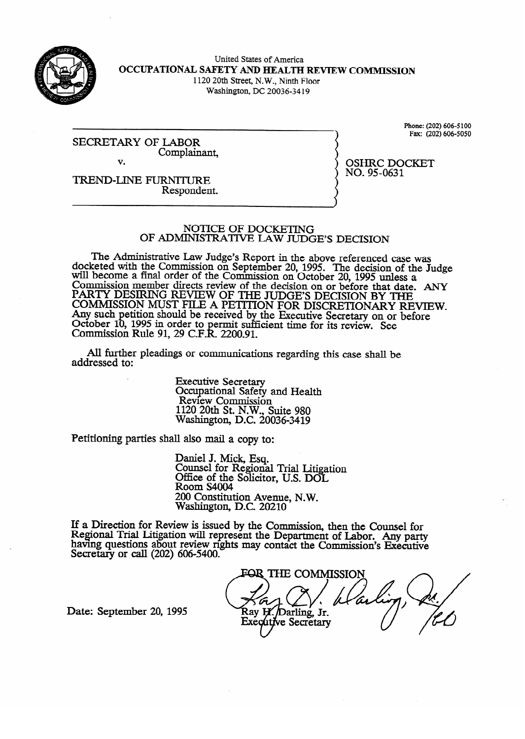United States of America

**OCCUPATIONAL SAFETY AND HEALTH REVIEW COMMISSION**

1120 20th Street, N.W., Ninth Floor

Washington, DC 20036-3419

Phone: (202) 606-5100

Fax: (202) 606-5050

SECRETARY OF LABOR
Complainant,

v.

TREND-LINE FURNITURE
Respondent.

OSHRC DOCKET NO. 95-0631

## NOTICE OF DOCKETING OF ADMINISTRATIVE LAW JUDGE'S DECISION

The Administrative Law Judge's Report in the above referenced case was docketed with the Commission on September 20, 1995. The decision of the Judge will become a final order of the Commission on October 20, 1995 unless a Commission member directs review of the decision on or before that date. ANY PARTY DESIRING REVIEW OF THE JUDGE'S DECISION BY THE COMMISSION MUST FILE A PETITION FOR DISCRETIONARY REVIEW. Any such petition should be received by the Executive Secretary on or before October 10, 1995 in order to permit sufficient time for its review. See Commission Rule 91, 29 C.F.R. 2200.91.

All further pleadings or communications regarding this case shall be addressed to:

Executive Secretary
Occupational Safety and Health
Review Commission
1120 20th St. N.W., Suite 980
Washington, D.C. 20036-3419

Petitioning parties shall also mail a copy to:

Daniel J. Mick, Esq.
Counsel for Regional Trial Litigation
Office of the Solicitor, U.S. DOL
Room S4004
200 Constitution Avenue, N.W.
Washington, D.C. 20210

If a Direction for Review is issued by the Commission, then the Counsel for Regional Trial Litigation will represent the Department of Labor. Any party having questions about review rights may contact the Commission's Executive Secretary or call (202) 606-5400.

FOR THE COMMISSION

Ray H. Darling, Jr.
Executive Secretary

Date: September 20, 1995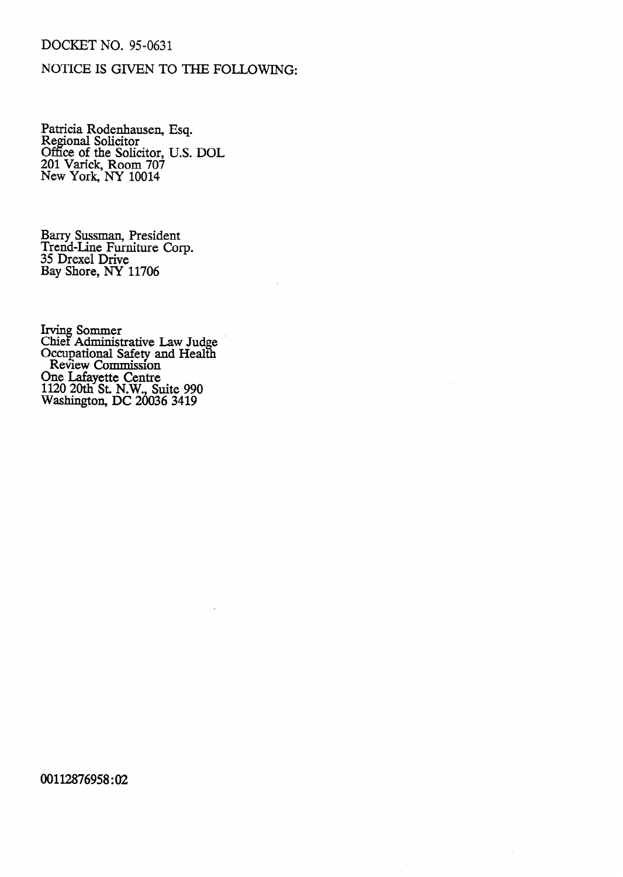DOCKET NO. 95-0631

NOTICE IS GIVEN TO THE FOLLOWING:

Patricia Rodenhausen, Esq.
Regional Solicitor
Office of the Solicitor, U.S. DOL
201 Varick, Room 707
New York, NY 10014

Barry Sussman, President
Trend-Line Furniture Corp.
35 Drexel Drive
Bay Shore, NY 11706

Irving Sommer
Chief Administrative Law Judge
Occupational Safety and Health
Review Commission
One Lafayette Centre
1120 20th St. N.W., Suite 990
Washington, DC 20036 3419

00112876958:02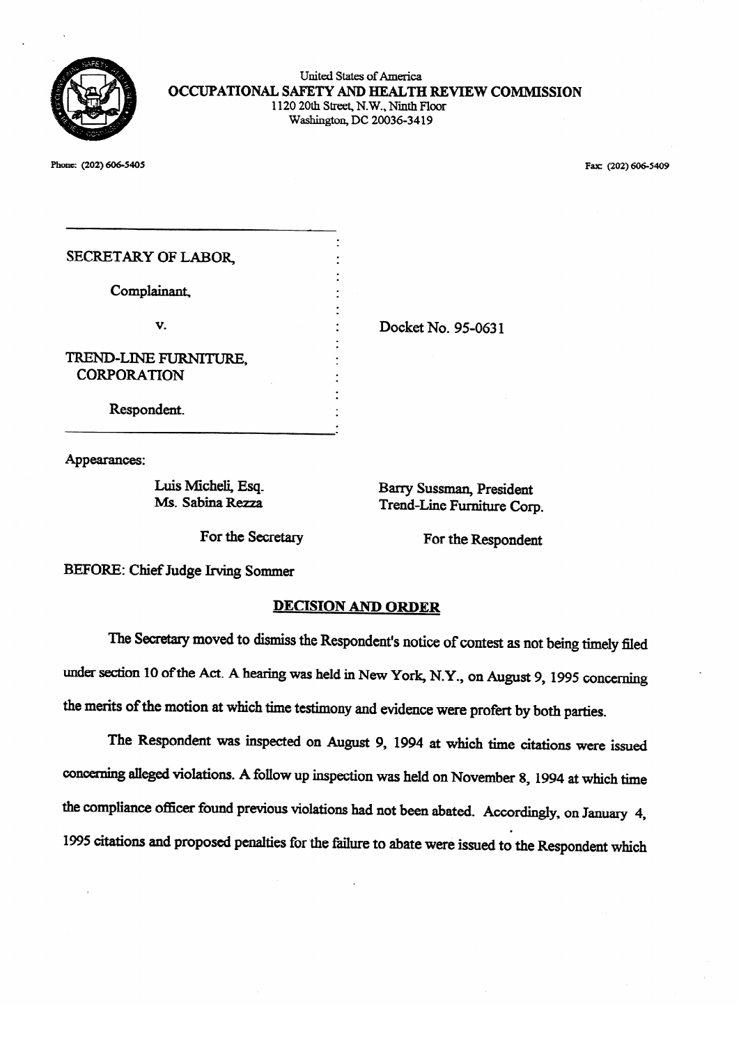United States of America
**OCCUPATIONAL SAFETY AND HEALTH REVIEW COMMISSION**
1120 20th Street, N.W., Ninth Floor
Washington, DC 20036-3419

Phone: (202) 606-5405 Fax: (202) 606-5409

SECRETARY OF LABOR,

Complainant,

v.

TREND-LINE FURNITURE, CORPORATION

Respondent.

Docket No. 95-0631

Appearances:

Luis Micheli, Esq.
Ms. Sabina Rezza

For the Secretary

Barry Sussman, President
Trend-Line Furniture Corp.

For the Respondent

BEFORE: Chief Judge Irving Sommer

## DECISION AND ORDER

The Secretary moved to dismiss the Respondent's notice of contest as not being timely filed under section 10 of the Act. A hearing was held in New York, N.Y., on August 9, 1995 concerning the merits of the motion at which time testimony and evidence were profert by both parties.

The Respondent was inspected on August 9, 1994 at which time citations were issued concerning alleged violations. A follow up inspection was held on November 8, 1994 at which time the compliance officer found previous violations had not been abated. Accordingly, on January 4, 1995 citations and proposed penalties for the failure to abate were issued to the Respondent which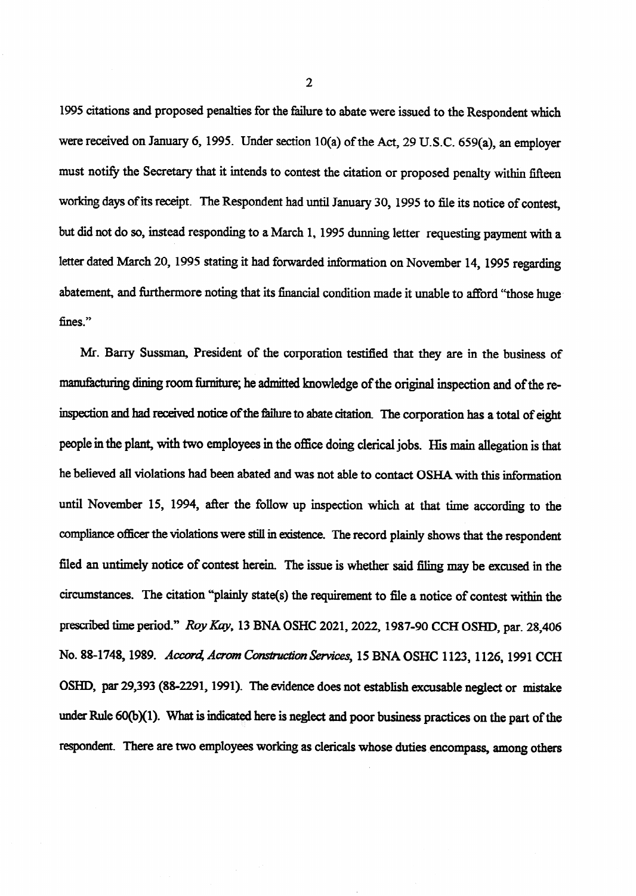1995 citations and proposed penalties for the failure to abate were issued to the Respondent which were received on January 6, 1995. Under section 10(a) of the Act, 29 U.S.C. 659(a), an employer must notify the Secretary that it intends to contest the citation or proposed penalty within fifteen working days of its receipt. The Respondent had until January 30, 1995 to file its notice of contest, but did not do so, instead responding to a March 1, 1995 dunning letter requesting payment with a letter dated March 20, 1995 stating it had forwarded information on November 14, 1995 regarding abatement, and furthermore noting that its financial condition made it unable to afford "those huge fines."

Mr. Barry Sussman, President of the corporation testified that they are in the business of manufacturing dining room furniture; he admitted knowledge of the original inspection and of the re-inspection and had received notice of the failure to abate citation. The corporation has a total of eight people in the plant, with two employees in the office doing clerical jobs. His main allegation is that he believed all violations had been abated and was not able to contact OSHA with this information until November 15, 1994, after the follow up inspection which at that time according to the compliance officer the violations were still in existence. The record plainly shows that the respondent filed an untimely notice of contest herein. The issue is whether said filing may be excused in the circumstances. The citation "plainly state(s) the requirement to file a notice of contest within the prescribed time period." *Roy Kay*, 13 BNA OSHC 2021, 2022, 1987-90 CCH OSHD, par. 28,406 No. 88-1748, 1989. *Accord*, *Acrom Construction Services*, 15 BNA OSHC 1123, 1126, 1991 CCH OSHD, par 29,393 (88-2291, 1991). The evidence does not establish excusable neglect or mistake under Rule 60(b)(1). What is indicated here is neglect and poor business practices on the part of the respondent. There are two employees working as clericals whose duties encompass, among others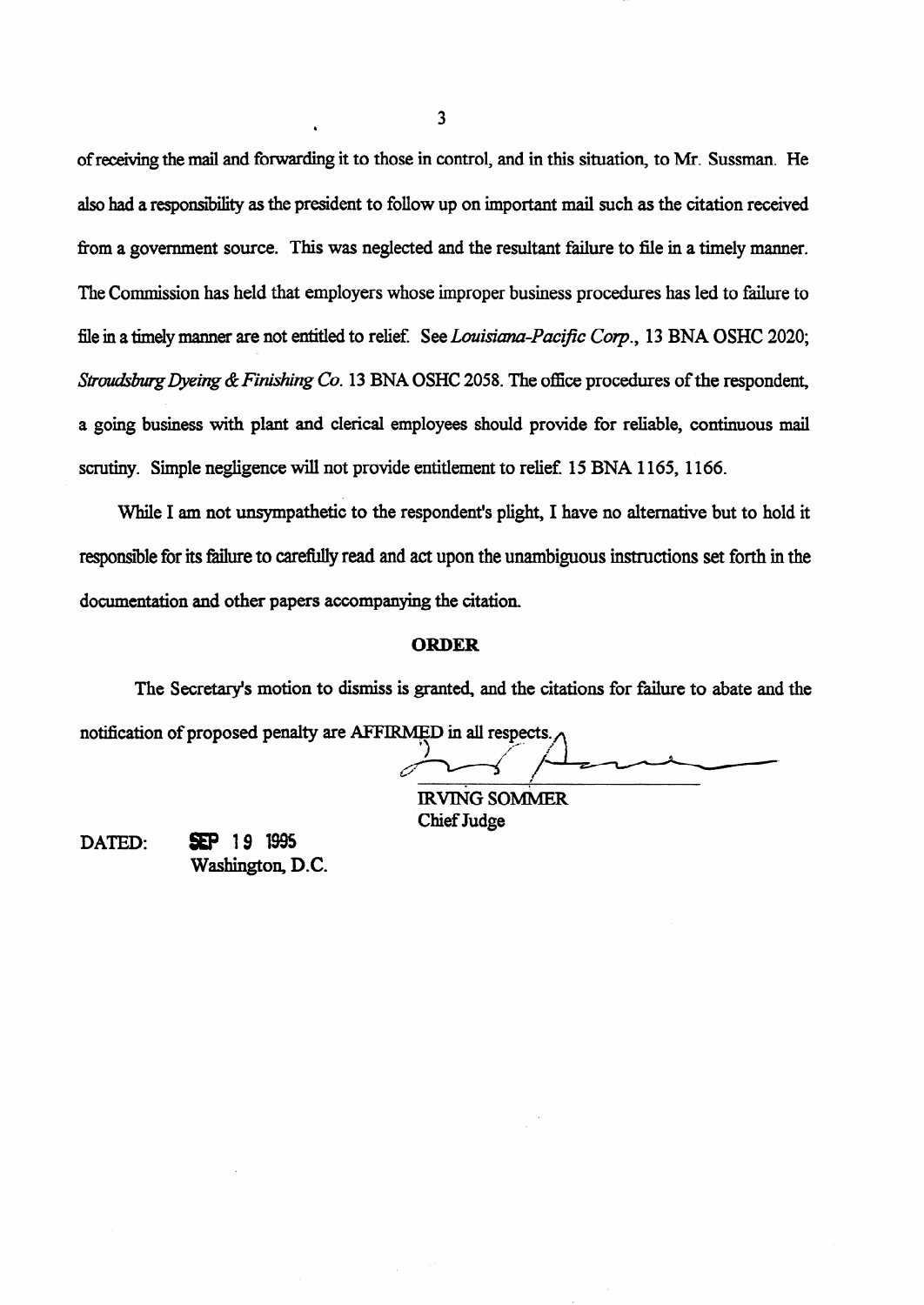of receiving the mail and forwarding it to those in control, and in this situation, to Mr. Sussman. He also had a responsibility as the president to follow up on important mail such as the citation received from a government source. This was neglected and the resultant failure to file in a timely manner. The Commission has held that employers whose improper business procedures has led to failure to file in a timely manner are not entitled to relief. See *Louisiana-Pacific Corp.*, 13 BNA OSHC 2020; *Stroudsburg Dyeing & Finishing Co.* 13 BNA OSHC 2058. The office procedures of the respondent, a going business with plant and clerical employees should provide for reliable, continuous mail scrutiny. Simple negligence will not provide entitlement to relief. 15 BNA 1165, 1166.

While I am not unsympathetic to the respondent's plight, I have no alternative but to hold it responsible for its failure to carefully read and act upon the unambiguous instructions set forth in the documentation and other papers accompanying the citation.

**ORDER**

The Secretary's motion to dismiss is granted, and the citations for failure to abate and the notification of proposed penalty are AFFIRMED in all respects.

IRVING SOMMER
Chief Judge

DATED: SEP 19 1995
Washington, D.C.